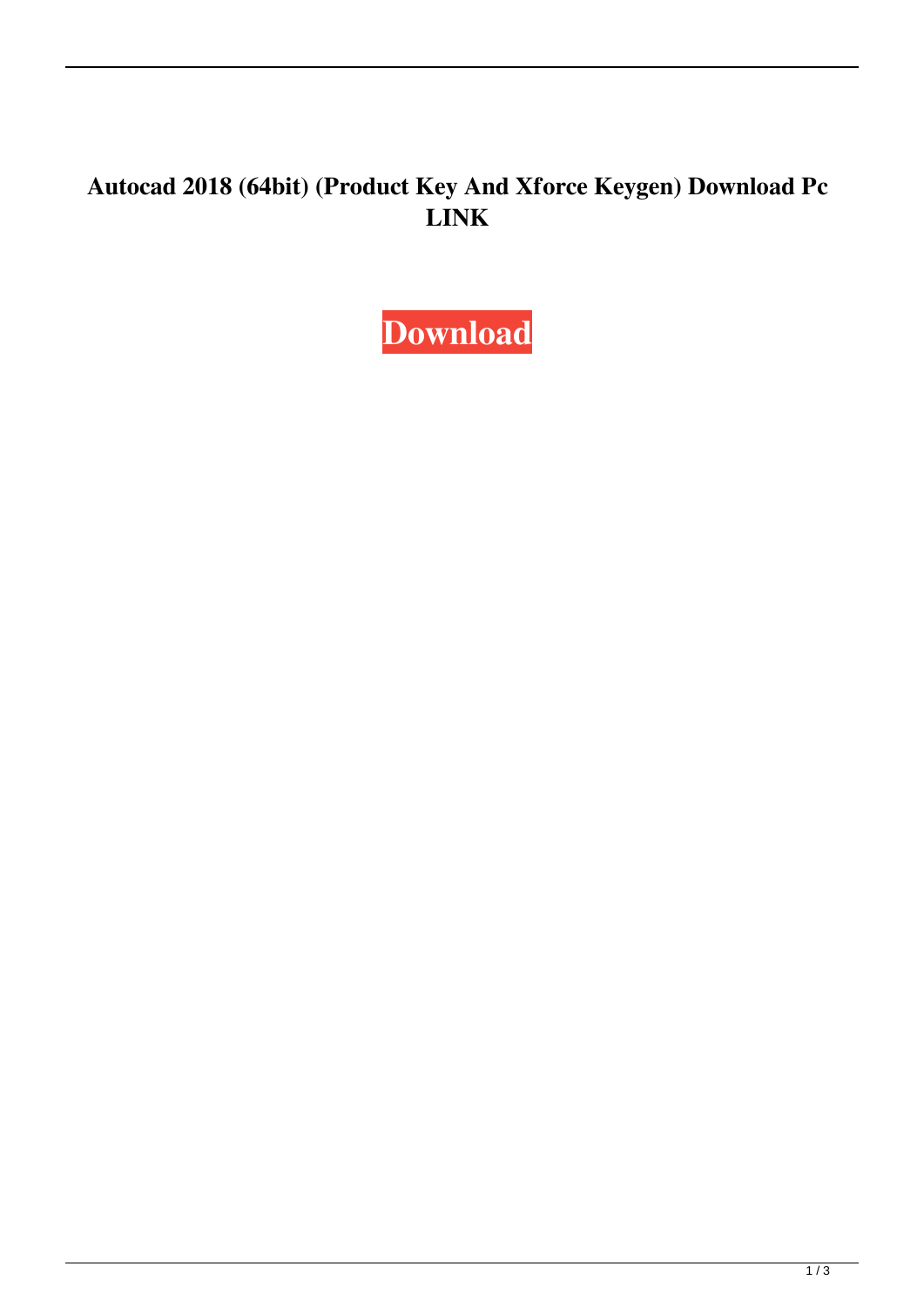**Autocad 2018 (64bit) (Product Key And Xforce Keygen) Download Pc LINK**

**Download**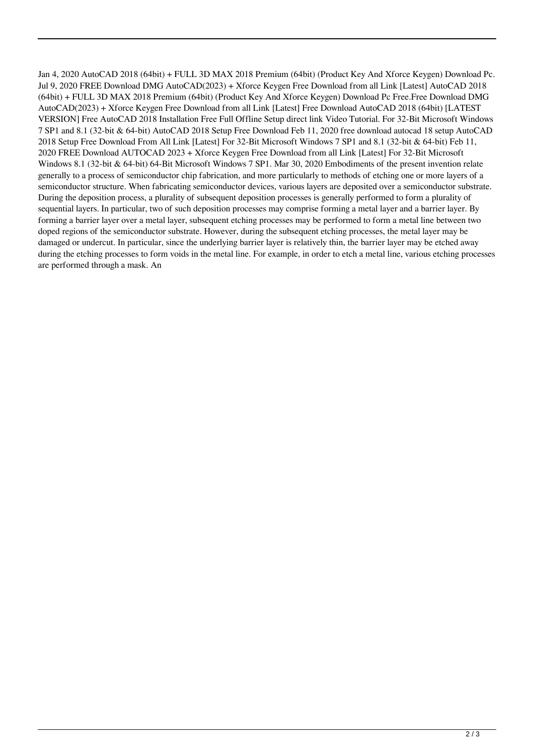Jan 4, 2020 AutoCAD 2018 (64bit) + FULL 3D MAX 2018 Premium (64bit) (Product Key And Xforce Keygen) Download Pc. Jul 9, 2020 FREE Download DMG AutoCAD(2023) + Xforce Keygen Free Download from all Link [Latest] AutoCAD 2018 (64bit) + FULL 3D MAX 2018 Premium (64bit) (Product Key And Xforce Keygen) Download Pc Free.Free Download DMG AutoCAD(2023) + Xforce Keygen Free Download from all Link [Latest] Free Download AutoCAD 2018 (64bit) [LATEST VERSION] Free AutoCAD 2018 Installation Free Full Offline Setup direct link Video Tutorial. For 32-Bit Microsoft Windows 7 SP1 and 8.1 (32-bit & 64-bit) AutoCAD 2018 Setup Free Download Feb 11, 2020 free download autocad 18 setup AutoCAD 2018 Setup Free Download From All Link [Latest] For 32-Bit Microsoft Windows 7 SP1 and 8.1 (32-bit & 64-bit) Feb 11, 2020 FREE Download AUTOCAD 2023 + Xforce Keygen Free Download from all Link [Latest] For 32-Bit Microsoft Windows 8.1 (32-bit & 64-bit) 64-Bit Microsoft Windows 7 SP1. Mar 30, 2020 Embodiments of the present invention relate generally to a process of semiconductor chip fabrication, and more particularly to methods of etching one or more layers of a semiconductor structure. When fabricating semiconductor devices, various layers are deposited over a semiconductor substrate. During the deposition process, a plurality of subsequent deposition processes is generally performed to form a plurality of sequential layers. In particular, two of such deposition processes may comprise forming a metal layer and a barrier layer. By forming a barrier layer over a metal layer, subsequent etching processes may be performed to form a metal line between two doped regions of the semiconductor substrate. However, during the subsequent etching processes, the metal layer may be damaged or undercut. In particular, since the underlying barrier layer is relatively thin, the barrier layer may be etched away during the etching processes to form voids in the metal line. For example, in order to etch a metal line, various etching processes are performed through a mask. An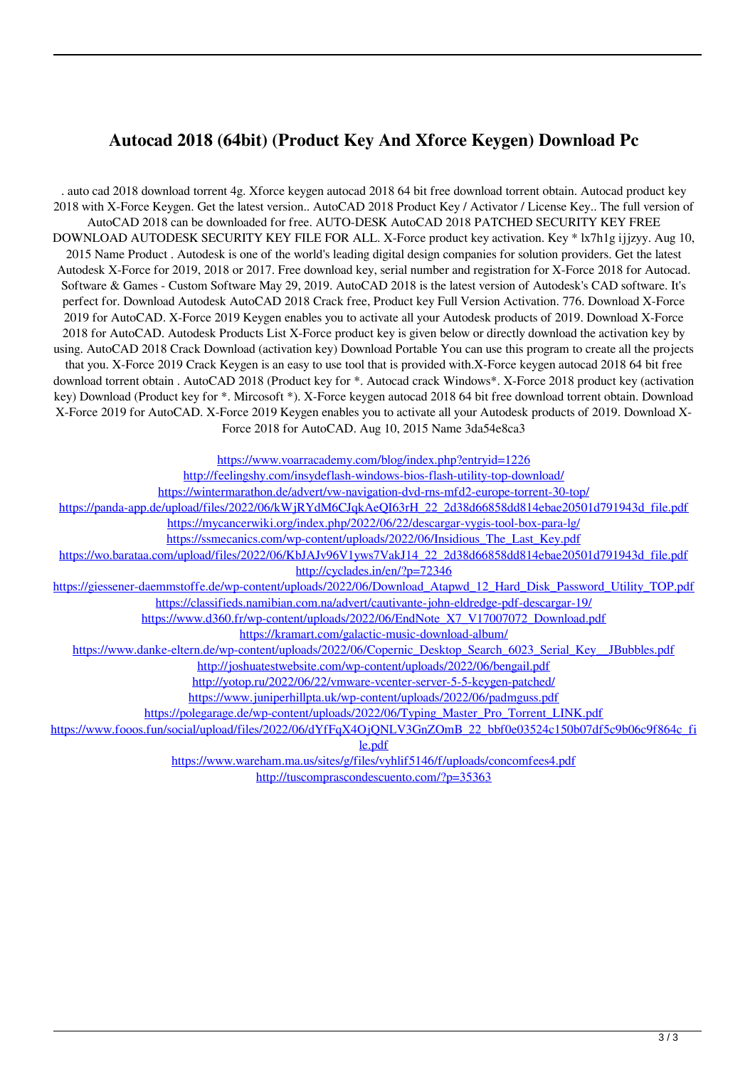# Autocad 2018 (64bit) (Product Key And Xforce Keygen) Download Pc

. auto cad 2018 download torrent 4g. Xforce keygen autocad 2018 64 bit free download torrent obtain. Autocad product key 2018 with X-Force Keygen. Get the latest version.. AutoCAD 2018 Product Key / Activator / License Key.. The full version of AutoCAD 2018 can be downloaded for free. AUTO-DESK AutoCAD 2018 PATCHED SECURITY KEY FREE DOWNLOAD AUTODESK SECURITY KEY FILE FOR ALL. X-Force product key activation. Key * lx7h1g ijjzyy. Aug 10, 2015 Name Product . Autodesk is one of the world's leading digital design companies for solution providers. Get the latest Autodesk X-Force for 2019, 2018 or 2017. Free download key, serial number and registration for X-Force 2018 for Autocad. Software & Games - Custom Software May 29, 2019. AutoCAD 2018 is the latest version of Autodesk's CAD software. It's perfect for. Download Autodesk AutoCAD 2018 Crack free, Product key Full Version Activation. 776. Download X-Force 2019 for AutoCAD. X-Force 2019 Keygen enables you to activate all your Autodesk products of 2019. Download X-Force 2018 for AutoCAD. Autodesk Products List X-Force product key is given below or directly download the activation key by using. AutoCAD 2018 Crack Download (activation key) Download Portable You can use this program to create all the projects that you. X-Force 2019 Crack Keygen is an easy to use tool that is provided with.X-Force keygen autocad 2018 64 bit free download torrent obtain . AutoCAD 2018 (Product key for *. Autocad crack Windows*. X-Force 2018 product key (activation key) Download (Product key for *. Mircosoft *). X-Force keygen autocad 2018 64 bit free download torrent obtain. Download X-Force 2019 for AutoCAD. X-Force 2019 Keygen enables you to activate all your Autodesk products of 2019. Download X-Force 2018 for AutoCAD. Aug 10, 2015 Name 3da54e8ca3

https://www.voarracademy.com/blog/index.php?entryid=1226
http://feelingshy.com/insydeflash-windows-bios-flash-utility-top-download/
https://wintermarathon.de/advert/vw-navigation-dvd-rns-mfd2-europe-torrent-30-top/
https://panda-app.de/upload/files/2022/06/kWjRYdM6CJqkAeQI63rH_22_2d38d66858dd814ebae20501d791943d_file.pdf
https://mycancerwiki.org/index.php/2022/06/22/descargar-vygis-tool-box-para-lg/
https://ssmecanics.com/wp-content/uploads/2022/06/Insidious_The_Last_Key.pdf
https://wo.barataa.com/upload/files/2022/06/KbJAJv96V1yws7VakJ14_22_2d38d66858dd814ebae20501d791943d_file.pdf
http://cyclades.in/en/?p=72346
https://giessener-daemmstoffe.de/wp-content/uploads/2022/06/Download_Atapwd_12_Hard_Disk_Password_Utility_TOP.pdf
https://classifieds.namibian.com.na/advert/cautivante-john-eldredge-pdf-descargar-19/
https://www.d360.fr/wp-content/uploads/2022/06/EndNote_X7_V17007072_Download.pdf
https://kramart.com/galactic-music-download-album/
https://www.danke-eltern.de/wp-content/uploads/2022/06/Copernic_Desktop_Search_6023_Serial_Key__JBubbles.pdf
http://joshuatestwebsite.com/wp-content/uploads/2022/06/bengail.pdf
http://yotop.ru/2022/06/22/vmware-vcenter-server-5-5-keygen-patched/
https://www.juniperhillpta.uk/wp-content/uploads/2022/06/padmguss.pdf
https://polegarage.de/wp-content/uploads/2022/06/Typing_Master_Pro_Torrent_LINK.pdf
https://www.fooos.fun/social/upload/files/2022/06/dYfFqX4OjQNLV3GnZOmB_22_bbf0e03524c150b07df5c9b06c9f864c_file.pdf
https://www.wareham.ma.us/sites/g/files/vyhlif5146/f/uploads/concomfees4.pdf
http://tuscomprascondescuento.com/?p=35363